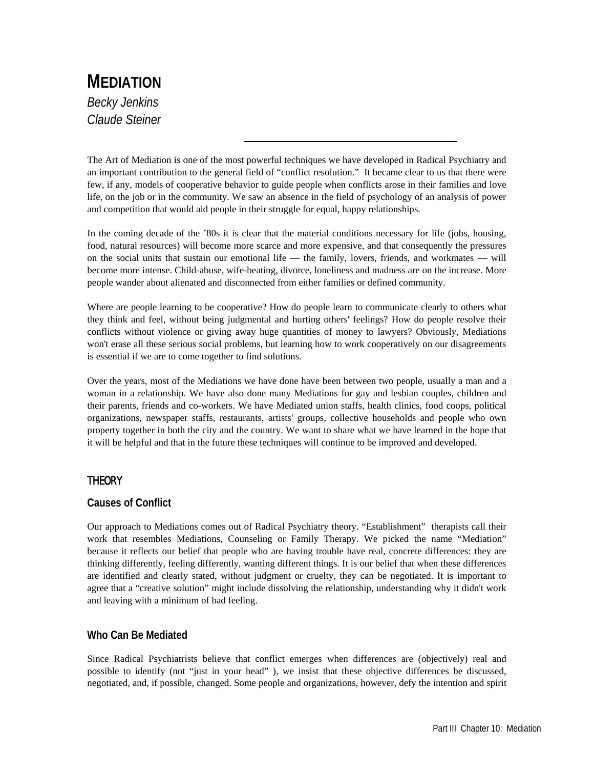# MEDIATION

*Becky Jenkins*
*Claude Steiner*

---

The Art of Mediation is one of the most powerful techniques we have developed in Radical Psychiatry and an important contribution to the general field of "conflict resolution." It became clear to us that there were few, if any, models of cooperative behavior to guide people when conflicts arose in their families and love life, on the job or in the community. We saw an absence in the field of psychology of an analysis of power and competition that would aid people in their struggle for equal, happy relationships.

In the coming decade of the '80s it is clear that the material conditions necessary for life (jobs, housing, food, natural resources) will become more scarce and more expensive, and that consequently the pressures on the social units that sustain our emotional life — the family, lovers, friends, and workmates — will become more intense. Child-abuse, wife-beating, divorce, loneliness and madness are on the increase. More people wander about alienated and disconnected from either families or defined community.

Where are people learning to be cooperative? How do people learn to communicate clearly to others what they think and feel, without being judgmental and hurting others' feelings? How do people resolve their conflicts without violence or giving away huge quantities of money to lawyers? Obviously, Mediations won't erase all these serious social problems, but learning how to work cooperatively on our disagreements is essential if we are to come together to find solutions.

Over the years, most of the Mediations we have done have been between two people, usually a man and a woman in a relationship. We have also done many Mediations for gay and lesbian couples, children and their parents, friends and co-workers. We have Mediated union staffs, health clinics, food coops, political organizations, newspaper staffs, restaurants, artists' groups, collective households and people who own property together in both the city and the country. We want to share what we have learned in the hope that it will be helpful and that in the future these techniques will continue to be improved and developed.

## THEORY

### Causes of Conflict

Our approach to Mediations comes out of Radical Psychiatry theory. "Establishment" therapists call their work that resembles Mediations, Counseling or Family Therapy. We picked the name "Mediation" because it reflects our belief that people who are having trouble have real, concrete differences: they are thinking differently, feeling differently, wanting different things. It is our belief that when these differences are identified and clearly stated, without judgment or cruelty, they can be negotiated. It is important to agree that a "creative solution" might include dissolving the relationship, understanding why it didn't work and leaving with a minimum of bad feeling.

### Who Can Be Mediated

Since Radical Psychiatrists believe that conflict emerges when differences are (objectively) real and possible to identify (not "just in your head" ), we insist that these objective differences be discussed, negotiated, and, if possible, changed. Some people and organizations, however, defy the intention and spirit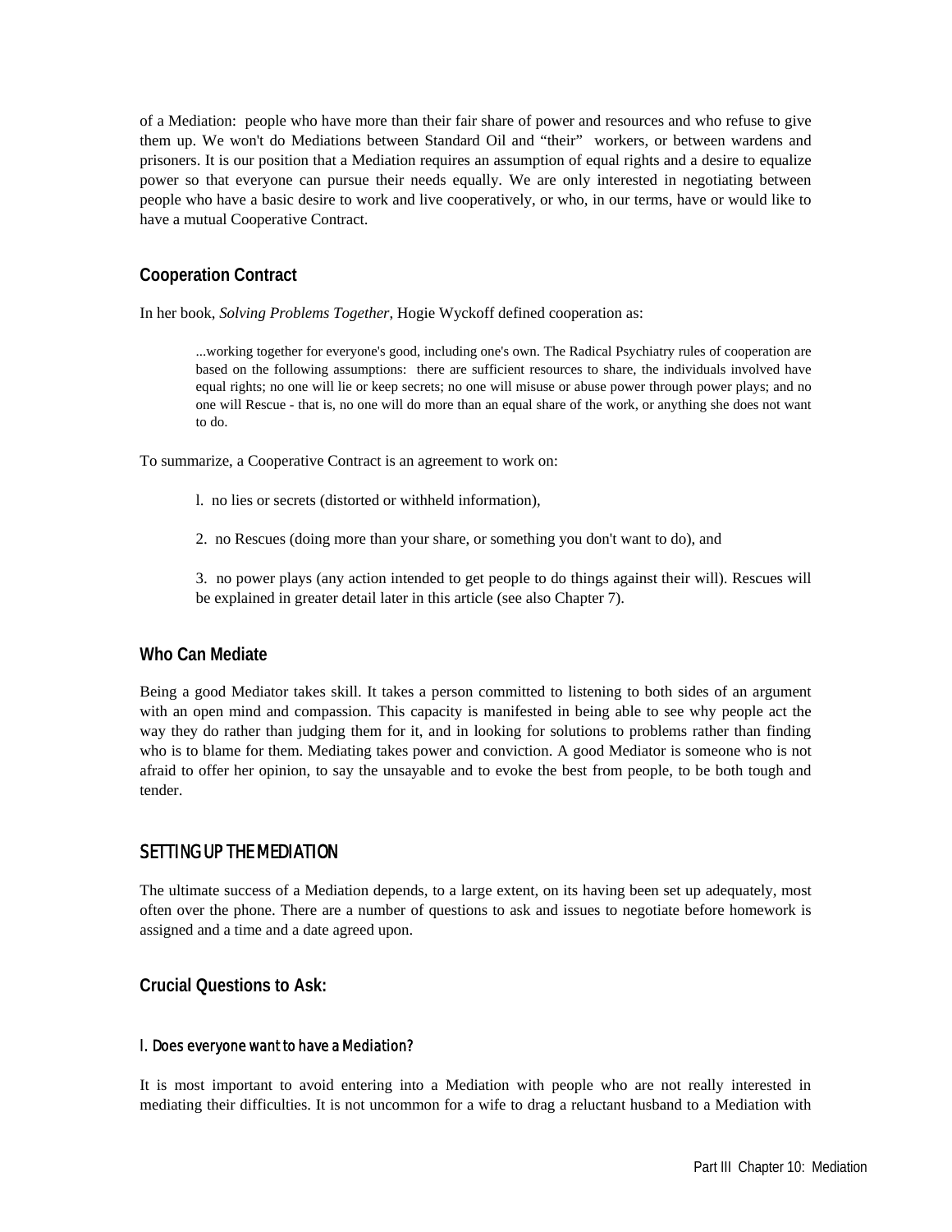of a Mediation: people who have more than their fair share of power and resources and who refuse to give them up. We won't do Mediations between Standard Oil and "their" workers, or between wardens and prisoners. It is our position that a Mediation requires an assumption of equal rights and a desire to equalize power so that everyone can pursue their needs equally. We are only interested in negotiating between people who have a basic desire to work and live cooperatively, or who, in our terms, have or would like to have a mutual Cooperative Contract.

### Cooperation Contract

In her book, *Solving Problems Together*, Hogie Wyckoff defined cooperation as:

> ...working together for everyone's good, including one's own. The Radical Psychiatry rules of cooperation are based on the following assumptions: there are sufficient resources to share, the individuals involved have equal rights; no one will lie or keep secrets; no one will misuse or abuse power through power plays; and no one will Rescue - that is, no one will do more than an equal share of the work, or anything she does not want to do.

To summarize, a Cooperative Contract is an agreement to work on:

1. no lies or secrets (distorted or withheld information),

2. no Rescues (doing more than your share, or something you don't want to do), and

3. no power plays (any action intended to get people to do things against their will). Rescues will be explained in greater detail later in this article (see also Chapter 7).

### Who Can Mediate

Being a good Mediator takes skill. It takes a person committed to listening to both sides of an argument with an open mind and compassion. This capacity is manifested in being able to see why people act the way they do rather than judging them for it, and in looking for solutions to problems rather than finding who is to blame for them. Mediating takes power and conviction. A good Mediator is someone who is not afraid to offer her opinion, to say the unsayable and to evoke the best from people, to be both tough and tender.

## SETTING UP THE MEDIATION

The ultimate success of a Mediation depends, to a large extent, on its having been set up adequately, most often over the phone. There are a number of questions to ask and issues to negotiate before homework is assigned and a time and a date agreed upon.

### Crucial Questions to Ask:

#### l. Does everyone want to have a Mediation?

It is most important to avoid entering into a Mediation with people who are not really interested in mediating their difficulties. It is not uncommon for a wife to drag a reluctant husband to a Mediation with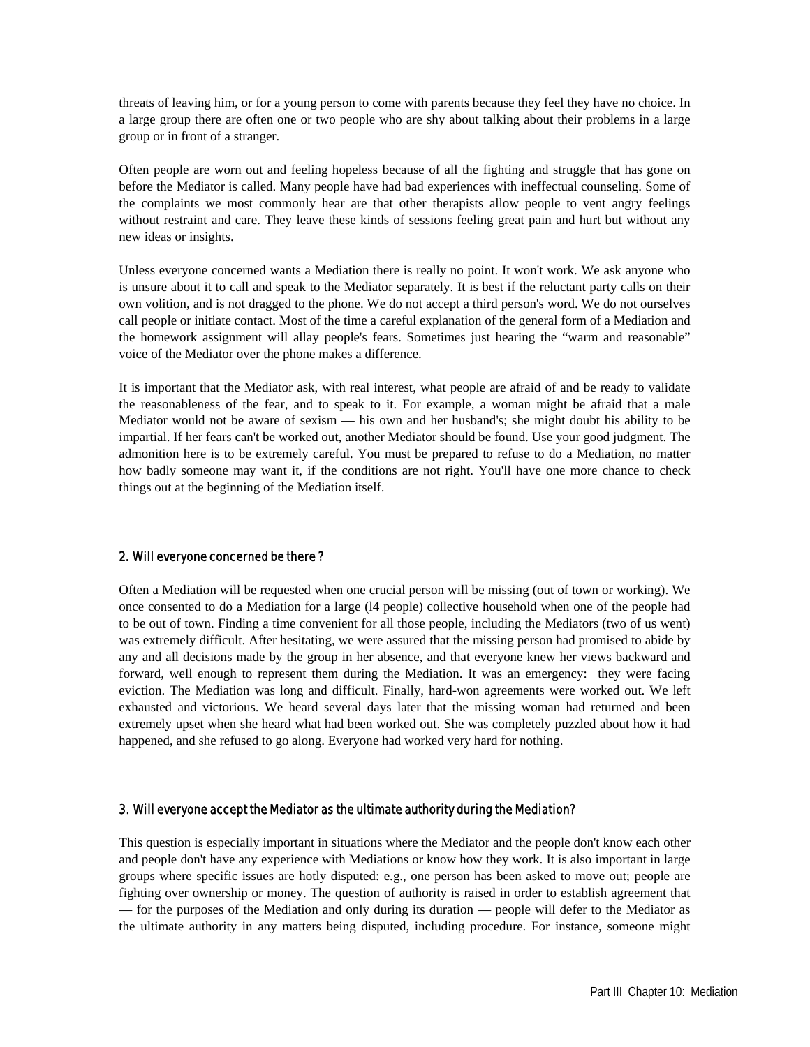threats of leaving him, or for a young person to come with parents because they feel they have no choice. In a large group there are often one or two people who are shy about talking about their problems in a large group or in front of a stranger.

Often people are worn out and feeling hopeless because of all the fighting and struggle that has gone on before the Mediator is called. Many people have had bad experiences with ineffectual counseling. Some of the complaints we most commonly hear are that other therapists allow people to vent angry feelings without restraint and care. They leave these kinds of sessions feeling great pain and hurt but without any new ideas or insights.

Unless everyone concerned wants a Mediation there is really no point. It won't work. We ask anyone who is unsure about it to call and speak to the Mediator separately. It is best if the reluctant party calls on their own volition, and is not dragged to the phone. We do not accept a third person's word. We do not ourselves call people or initiate contact. Most of the time a careful explanation of the general form of a Mediation and the homework assignment will allay people's fears. Sometimes just hearing the "warm and reasonable" voice of the Mediator over the phone makes a difference.

It is important that the Mediator ask, with real interest, what people are afraid of and be ready to validate the reasonableness of the fear, and to speak to it. For example, a woman might be afraid that a male Mediator would not be aware of sexism — his own and her husband's; she might doubt his ability to be impartial. If her fears can't be worked out, another Mediator should be found. Use your good judgment. The admonition here is to be extremely careful. You must be prepared to refuse to do a Mediation, no matter how badly someone may want it, if the conditions are not right. You'll have one more chance to check things out at the beginning of the Mediation itself.

### 2. Will everyone concerned be there ?

Often a Mediation will be requested when one crucial person will be missing (out of town or working). We once consented to do a Mediation for a large (l4 people) collective household when one of the people had to be out of town. Finding a time convenient for all those people, including the Mediators (two of us went) was extremely difficult. After hesitating, we were assured that the missing person had promised to abide by any and all decisions made by the group in her absence, and that everyone knew her views backward and forward, well enough to represent them during the Mediation. It was an emergency: they were facing eviction. The Mediation was long and difficult. Finally, hard-won agreements were worked out. We left exhausted and victorious. We heard several days later that the missing woman had returned and been extremely upset when she heard what had been worked out. She was completely puzzled about how it had happened, and she refused to go along. Everyone had worked very hard for nothing.

### 3. Will everyone accept the Mediator as the ultimate authority during the Mediation?

This question is especially important in situations where the Mediator and the people don't know each other and people don't have any experience with Mediations or know how they work. It is also important in large groups where specific issues are hotly disputed: e.g., one person has been asked to move out; people are fighting over ownership or money. The question of authority is raised in order to establish agreement that — for the purposes of the Mediation and only during its duration — people will defer to the Mediator as the ultimate authority in any matters being disputed, including procedure. For instance, someone might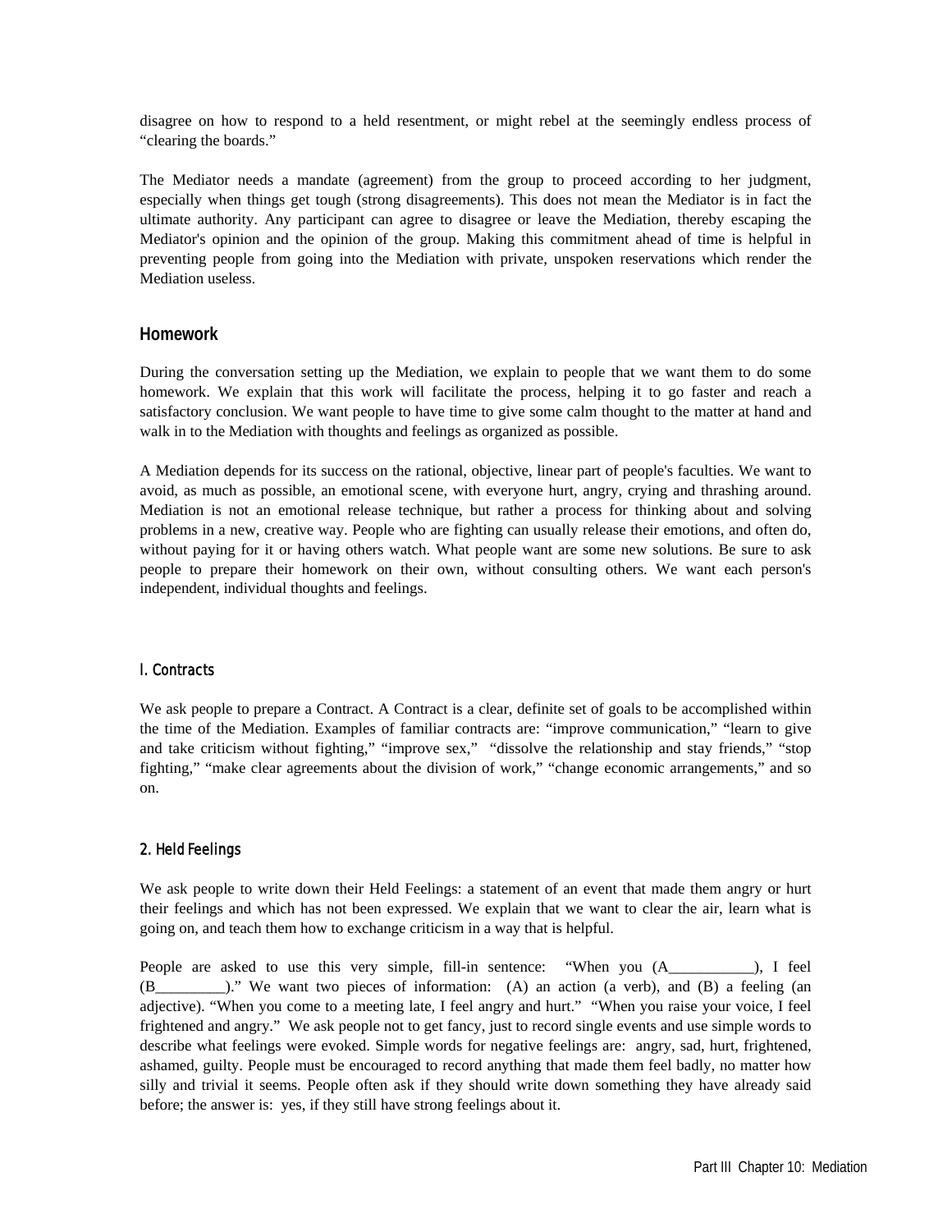disagree on how to respond to a held resentment, or might rebel at the seemingly endless process of "clearing the boards."

The Mediator needs a mandate (agreement) from the group to proceed according to her judgment, especially when things get tough (strong disagreements). This does not mean the Mediator is in fact the ultimate authority. Any participant can agree to disagree or leave the Mediation, thereby escaping the Mediator's opinion and the opinion of the group. Making this commitment ahead of time is helpful in preventing people from going into the Mediation with private, unspoken reservations which render the Mediation useless.

## Homework

During the conversation setting up the Mediation, we explain to people that we want them to do some homework. We explain that this work will facilitate the process, helping it to go faster and reach a satisfactory conclusion. We want people to have time to give some calm thought to the matter at hand and walk in to the Mediation with thoughts and feelings as organized as possible.

A Mediation depends for its success on the rational, objective, linear part of people's faculties. We want to avoid, as much as possible, an emotional scene, with everyone hurt, angry, crying and thrashing around. Mediation is not an emotional release technique, but rather a process for thinking about and solving problems in a new, creative way. People who are fighting can usually release their emotions, and often do, without paying for it or having others watch. What people want are some new solutions. Be sure to ask people to prepare their homework on their own, without consulting others. We want each person's independent, individual thoughts and feelings.

### I. Contracts

We ask people to prepare a Contract. A Contract is a clear, definite set of goals to be accomplished within the time of the Mediation. Examples of familiar contracts are: "improve communication," "learn to give and take criticism without fighting," "improve sex," "dissolve the relationship and stay friends," "stop fighting," "make clear agreements about the division of work," "change economic arrangements," and so on.

### 2. Held Feelings

We ask people to write down their Held Feelings: a statement of an event that made them angry or hurt their feelings and which has not been expressed. We explain that we want to clear the air, learn what is going on, and teach them how to exchange criticism in a way that is helpful.

People are asked to use this very simple, fill-in sentence: "When you (A___________), I feel (B_________)." We want two pieces of information: (A) an action (a verb), and (B) a feeling (an adjective). "When you come to a meeting late, I feel angry and hurt." "When you raise your voice, I feel frightened and angry." We ask people not to get fancy, just to record single events and use simple words to describe what feelings were evoked. Simple words for negative feelings are: angry, sad, hurt, frightened, ashamed, guilty. People must be encouraged to record anything that made them feel badly, no matter how silly and trivial it seems. People often ask if they should write down something they have already said before; the answer is: yes, if they still have strong feelings about it.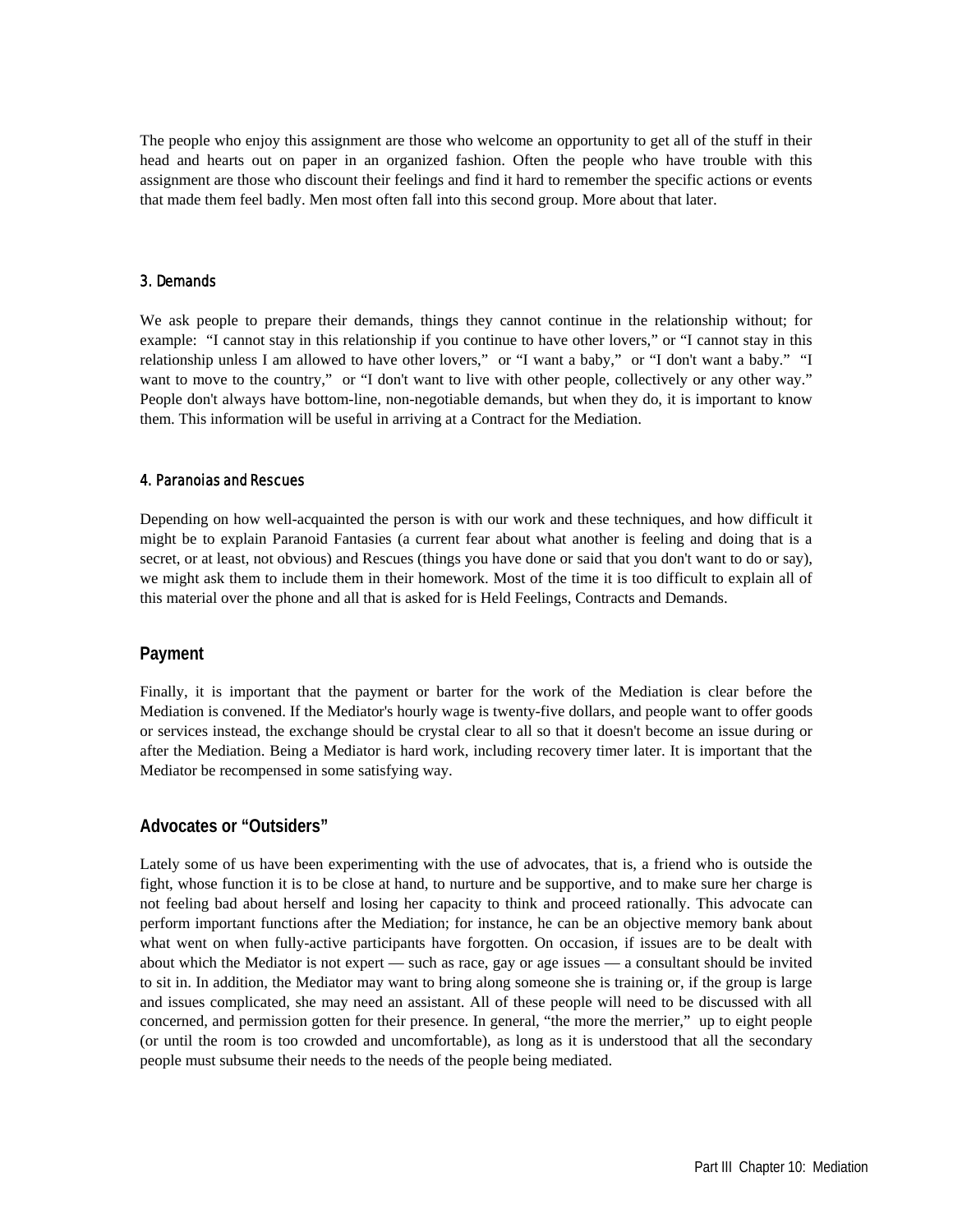The people who enjoy this assignment are those who welcome an opportunity to get all of the stuff in their head and hearts out on paper in an organized fashion. Often the people who have trouble with this assignment are those who discount their feelings and find it hard to remember the specific actions or events that made them feel badly. Men most often fall into this second group. More about that later.

### 3. Demands

We ask people to prepare their demands, things they cannot continue in the relationship without; for example: "I cannot stay in this relationship if you continue to have other lovers," or "I cannot stay in this relationship unless I am allowed to have other lovers," or "I want a baby," or "I don't want a baby." "I want to move to the country," or "I don't want to live with other people, collectively or any other way." People don't always have bottom-line, non-negotiable demands, but when they do, it is important to know them. This information will be useful in arriving at a Contract for the Mediation.

### 4. Paranoias and Rescues

Depending on how well-acquainted the person is with our work and these techniques, and how difficult it might be to explain Paranoid Fantasies (a current fear about what another is feeling and doing that is a secret, or at least, not obvious) and Rescues (things you have done or said that you don't want to do or say), we might ask them to include them in their homework. Most of the time it is too difficult to explain all of this material over the phone and all that is asked for is Held Feelings, Contracts and Demands.

## Payment

Finally, it is important that the payment or barter for the work of the Mediation is clear before the Mediation is convened. If the Mediator's hourly wage is twenty-five dollars, and people want to offer goods or services instead, the exchange should be crystal clear to all so that it doesn't become an issue during or after the Mediation. Being a Mediator is hard work, including recovery timer later. It is important that the Mediator be recompensed in some satisfying way.

## Advocates or "Outsiders"

Lately some of us have been experimenting with the use of advocates, that is, a friend who is outside the fight, whose function it is to be close at hand, to nurture and be supportive, and to make sure her charge is not feeling bad about herself and losing her capacity to think and proceed rationally. This advocate can perform important functions after the Mediation; for instance, he can be an objective memory bank about what went on when fully-active participants have forgotten. On occasion, if issues are to be dealt with about which the Mediator is not expert — such as race, gay or age issues — a consultant should be invited to sit in. In addition, the Mediator may want to bring along someone she is training or, if the group is large and issues complicated, she may need an assistant. All of these people will need to be discussed with all concerned, and permission gotten for their presence. In general, "the more the merrier," up to eight people (or until the room is too crowded and uncomfortable), as long as it is understood that all the secondary people must subsume their needs to the needs of the people being mediated.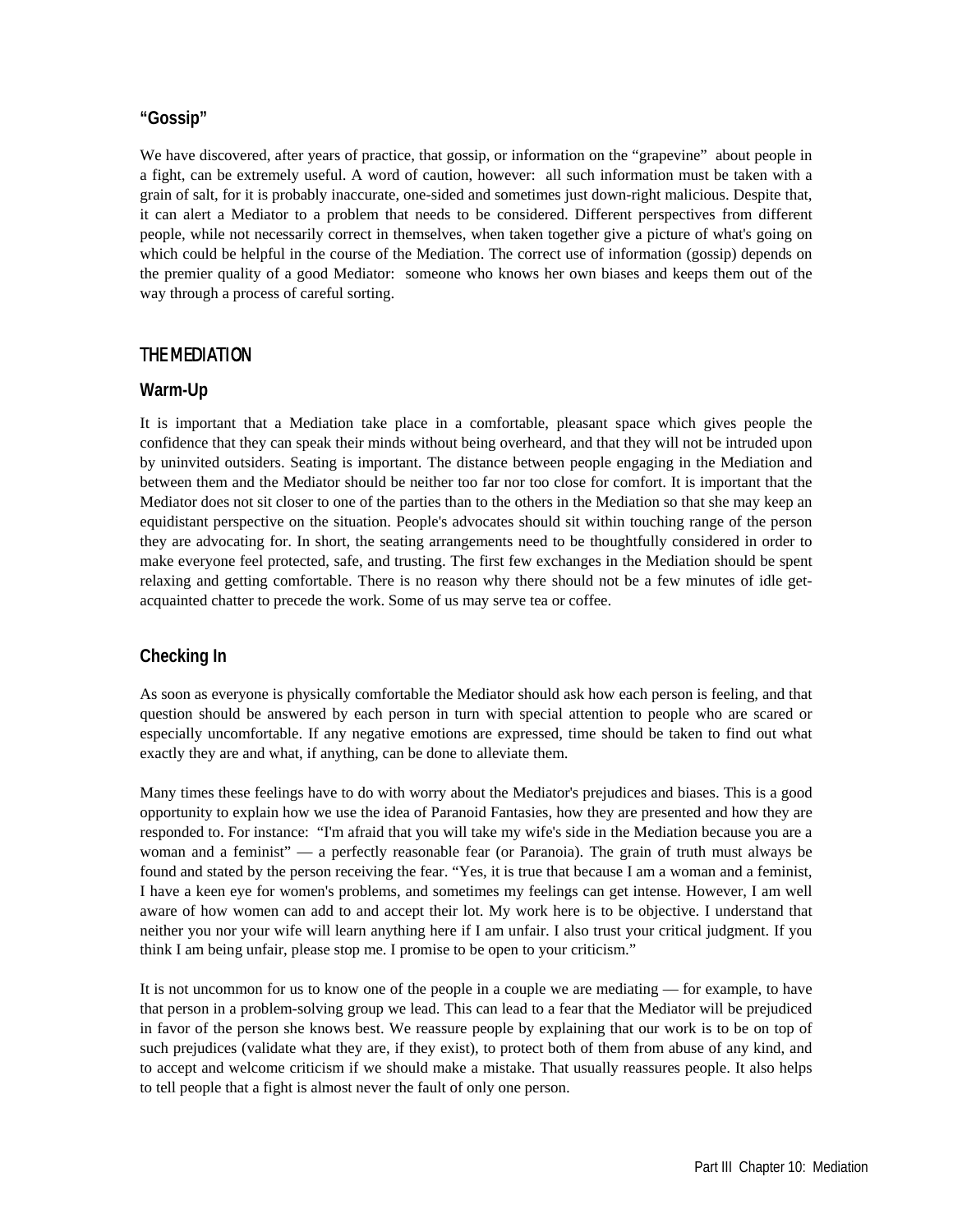### "Gossip"

We have discovered, after years of practice, that gossip, or information on the "grapevine" about people in a fight, can be extremely useful. A word of caution, however: all such information must be taken with a grain of salt, for it is probably inaccurate, one-sided and sometimes just down-right malicious. Despite that, it can alert a Mediator to a problem that needs to be considered. Different perspectives from different people, while not necessarily correct in themselves, when taken together give a picture of what's going on which could be helpful in the course of the Mediation. The correct use of information (gossip) depends on the premier quality of a good Mediator: someone who knows her own biases and keeps them out of the way through a process of careful sorting.

## THE MEDIATION

### Warm-Up

It is important that a Mediation take place in a comfortable, pleasant space which gives people the confidence that they can speak their minds without being overheard, and that they will not be intruded upon by uninvited outsiders. Seating is important. The distance between people engaging in the Mediation and between them and the Mediator should be neither too far nor too close for comfort. It is important that the Mediator does not sit closer to one of the parties than to the others in the Mediation so that she may keep an equidistant perspective on the situation. People's advocates should sit within touching range of the person they are advocating for. In short, the seating arrangements need to be thoughtfully considered in order to make everyone feel protected, safe, and trusting. The first few exchanges in the Mediation should be spent relaxing and getting comfortable. There is no reason why there should not be a few minutes of idle get-acquainted chatter to precede the work. Some of us may serve tea or coffee.

### Checking In

As soon as everyone is physically comfortable the Mediator should ask how each person is feeling, and that question should be answered by each person in turn with special attention to people who are scared or especially uncomfortable. If any negative emotions are expressed, time should be taken to find out what exactly they are and what, if anything, can be done to alleviate them.

Many times these feelings have to do with worry about the Mediator's prejudices and biases. This is a good opportunity to explain how we use the idea of Paranoid Fantasies, how they are presented and how they are responded to. For instance: "I'm afraid that you will take my wife's side in the Mediation because you are a woman and a feminist" — a perfectly reasonable fear (or Paranoia). The grain of truth must always be found and stated by the person receiving the fear. "Yes, it is true that because I am a woman and a feminist, I have a keen eye for women's problems, and sometimes my feelings can get intense. However, I am well aware of how women can add to and accept their lot. My work here is to be objective. I understand that neither you nor your wife will learn anything here if I am unfair. I also trust your critical judgment. If you think I am being unfair, please stop me. I promise to be open to your criticism."

It is not uncommon for us to know one of the people in a couple we are mediating — for example, to have that person in a problem-solving group we lead. This can lead to a fear that the Mediator will be prejudiced in favor of the person she knows best. We reassure people by explaining that our work is to be on top of such prejudices (validate what they are, if they exist), to protect both of them from abuse of any kind, and to accept and welcome criticism if we should make a mistake. That usually reassures people. It also helps to tell people that a fight is almost never the fault of only one person.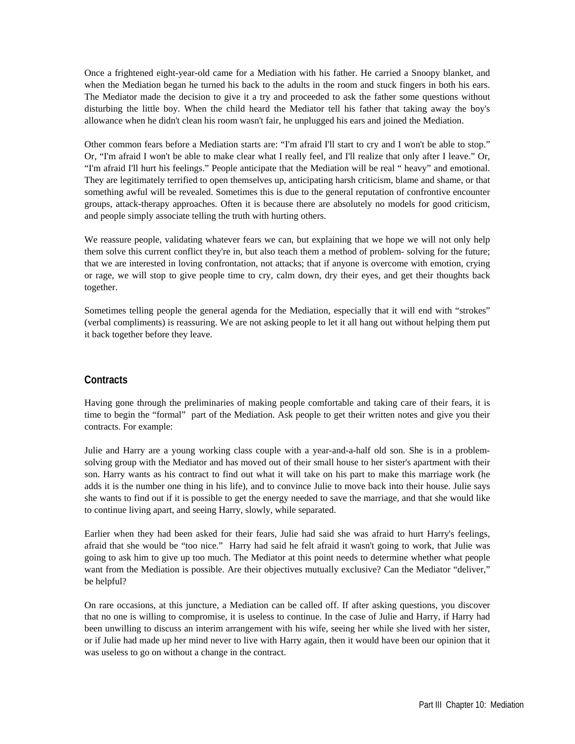Once a frightened eight-year-old came for a Mediation with his father. He carried a Snoopy blanket, and when the Mediation began he turned his back to the adults in the room and stuck fingers in both his ears. The Mediator made the decision to give it a try and proceeded to ask the father some questions without disturbing the little boy. When the child heard the Mediator tell his father that taking away the boy's allowance when he didn't clean his room wasn't fair, he unplugged his ears and joined the Mediation.

Other common fears before a Mediation starts are: "I'm afraid I'll start to cry and I won't be able to stop." Or, "I'm afraid I won't be able to make clear what I really feel, and I'll realize that only after I leave." Or, "I'm afraid I'll hurt his feelings." People anticipate that the Mediation will be real " heavy" and emotional. They are legitimately terrified to open themselves up, anticipating harsh criticism, blame and shame, or that something awful will be revealed. Sometimes this is due to the general reputation of confrontive encounter groups, attack-therapy approaches. Often it is because there are absolutely no models for good criticism, and people simply associate telling the truth with hurting others.

We reassure people, validating whatever fears we can, but explaining that we hope we will not only help them solve this current conflict they're in, but also teach them a method of problem- solving for the future; that we are interested in loving confrontation, not attacks; that if anyone is overcome with emotion, crying or rage, we will stop to give people time to cry, calm down, dry their eyes, and get their thoughts back together.

Sometimes telling people the general agenda for the Mediation, especially that it will end with "strokes" (verbal compliments) is reassuring. We are not asking people to let it all hang out without helping them put it back together before they leave.

## Contracts

Having gone through the preliminaries of making people comfortable and taking care of their fears, it is time to begin the "formal" part of the Mediation. Ask people to get their written notes and give you their contracts. For example:

Julie and Harry are a young working class couple with a year-and-a-half old son. She is in a problem-solving group with the Mediator and has moved out of their small house to her sister's apartment with their son. Harry wants as his contract to find out what it will take on his part to make this marriage work (he adds it is the number one thing in his life), and to convince Julie to move back into their house. Julie says she wants to find out if it is possible to get the energy needed to save the marriage, and that she would like to continue living apart, and seeing Harry, slowly, while separated.

Earlier when they had been asked for their fears, Julie had said she was afraid to hurt Harry's feelings, afraid that she would be "too nice." Harry had said he felt afraid it wasn't going to work, that Julie was going to ask him to give up too much. The Mediator at this point needs to determine whether what people want from the Mediation is possible. Are their objectives mutually exclusive? Can the Mediator "deliver," be helpful?

On rare occasions, at this juncture, a Mediation can be called off. If after asking questions, you discover that no one is willing to compromise, it is useless to continue. In the case of Julie and Harry, if Harry had been unwilling to discuss an interim arrangement with his wife, seeing her while she lived with her sister, or if Julie had made up her mind never to live with Harry again, then it would have been our opinion that it was useless to go on without a change in the contract.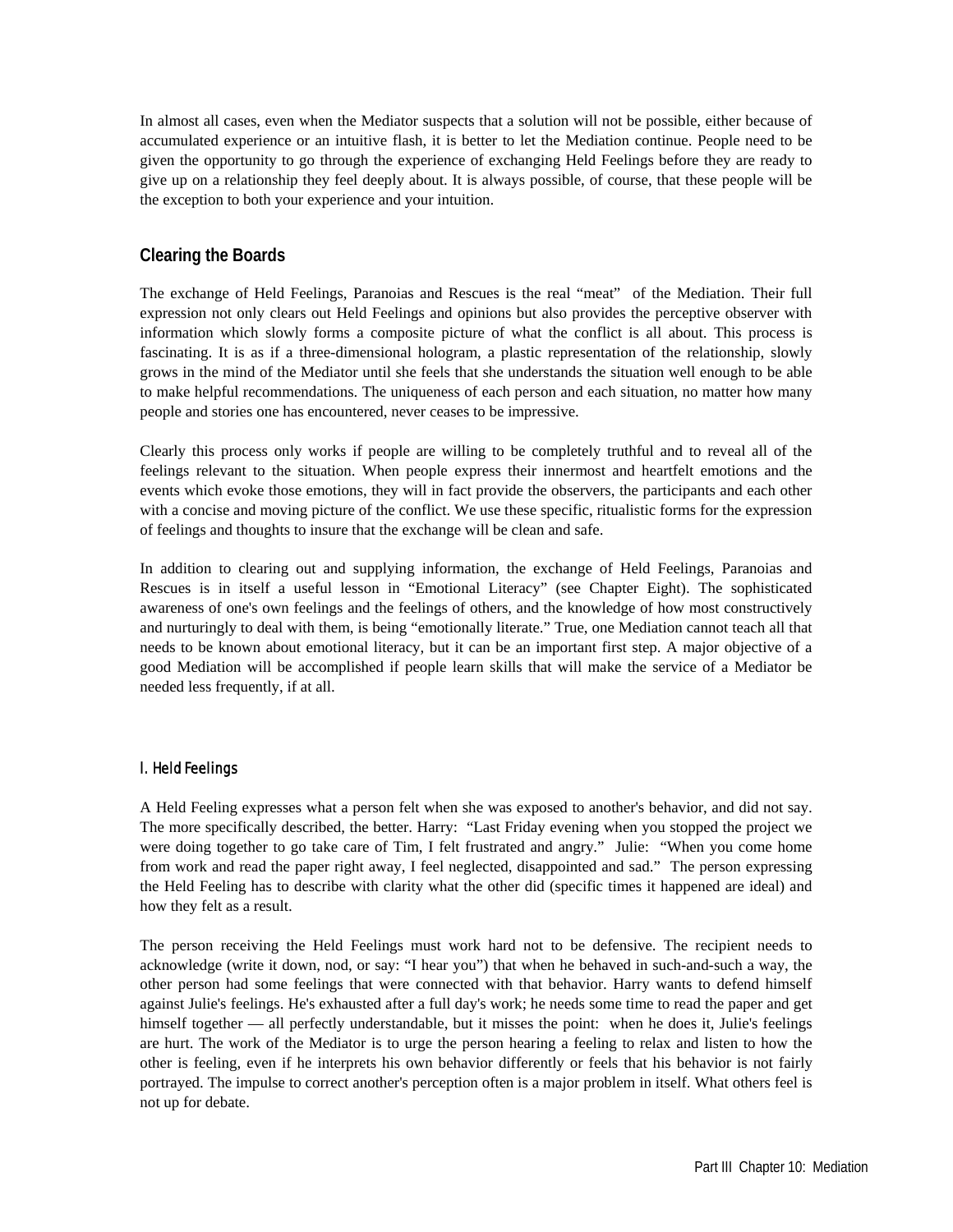In almost all cases, even when the Mediator suspects that a solution will not be possible, either because of accumulated experience or an intuitive flash, it is better to let the Mediation continue. People need to be given the opportunity to go through the experience of exchanging Held Feelings before they are ready to give up on a relationship they feel deeply about. It is always possible, of course, that these people will be the exception to both your experience and your intuition.

## Clearing the Boards

The exchange of Held Feelings, Paranoias and Rescues is the real "meat" of the Mediation. Their full expression not only clears out Held Feelings and opinions but also provides the perceptive observer with information which slowly forms a composite picture of what the conflict is all about. This process is fascinating. It is as if a three-dimensional hologram, a plastic representation of the relationship, slowly grows in the mind of the Mediator until she feels that she understands the situation well enough to be able to make helpful recommendations. The uniqueness of each person and each situation, no matter how many people and stories one has encountered, never ceases to be impressive.

Clearly this process only works if people are willing to be completely truthful and to reveal all of the feelings relevant to the situation. When people express their innermost and heartfelt emotions and the events which evoke those emotions, they will in fact provide the observers, the participants and each other with a concise and moving picture of the conflict. We use these specific, ritualistic forms for the expression of feelings and thoughts to insure that the exchange will be clean and safe.

In addition to clearing out and supplying information, the exchange of Held Feelings, Paranoias and Rescues is in itself a useful lesson in "Emotional Literacy" (see Chapter Eight). The sophisticated awareness of one's own feelings and the feelings of others, and the knowledge of how most constructively and nurturingly to deal with them, is being "emotionally literate." True, one Mediation cannot teach all that needs to be known about emotional literacy, but it can be an important first step. A major objective of a good Mediation will be accomplished if people learn skills that will make the service of a Mediator be needed less frequently, if at all.

### I. Held Feelings

A Held Feeling expresses what a person felt when she was exposed to another's behavior, and did not say. The more specifically described, the better. Harry: "Last Friday evening when you stopped the project we were doing together to go take care of Tim, I felt frustrated and angry." Julie: "When you come home from work and read the paper right away, I feel neglected, disappointed and sad." The person expressing the Held Feeling has to describe with clarity what the other did (specific times it happened are ideal) and how they felt as a result.

The person receiving the Held Feelings must work hard not to be defensive. The recipient needs to acknowledge (write it down, nod, or say: "I hear you") that when he behaved in such-and-such a way, the other person had some feelings that were connected with that behavior. Harry wants to defend himself against Julie's feelings. He's exhausted after a full day's work; he needs some time to read the paper and get himself together — all perfectly understandable, but it misses the point: when he does it, Julie's feelings are hurt. The work of the Mediator is to urge the person hearing a feeling to relax and listen to how the other is feeling, even if he interprets his own behavior differently or feels that his behavior is not fairly portrayed. The impulse to correct another's perception often is a major problem in itself. What others feel is not up for debate.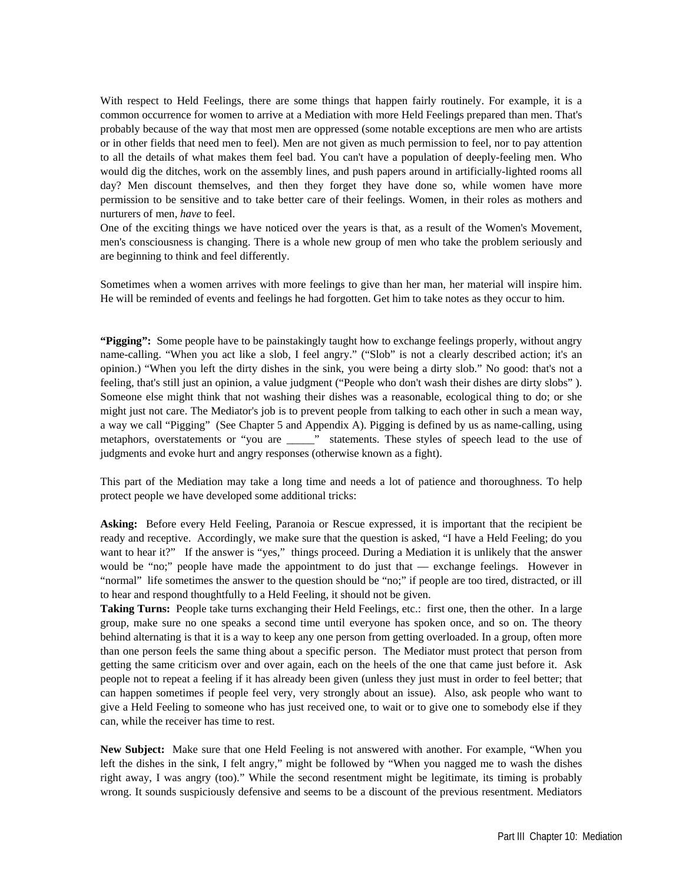With respect to Held Feelings, there are some things that happen fairly routinely. For example, it is a common occurrence for women to arrive at a Mediation with more Held Feelings prepared than men. That's probably because of the way that most men are oppressed (some notable exceptions are men who are artists or in other fields that need men to feel). Men are not given as much permission to feel, nor to pay attention to all the details of what makes them feel bad. You can't have a population of deeply-feeling men. Who would dig the ditches, work on the assembly lines, and push papers around in artificially-lighted rooms all day? Men discount themselves, and then they forget they have done so, while women have more permission to be sensitive and to take better care of their feelings. Women, in their roles as mothers and nurturers of men, *have* to feel.

One of the exciting things we have noticed over the years is that, as a result of the Women's Movement, men's consciousness is changing. There is a whole new group of men who take the problem seriously and are beginning to think and feel differently.

Sometimes when a women arrives with more feelings to give than her man, her material will inspire him. He will be reminded of events and feelings he had forgotten. Get him to take notes as they occur to him.

**"Pigging":** Some people have to be painstakingly taught how to exchange feelings properly, without angry name-calling. "When you act like a slob, I feel angry." ("Slob" is not a clearly described action; it's an opinion.) "When you left the dirty dishes in the sink, you were being a dirty slob." No good: that's not a feeling, that's still just an opinion, a value judgment ("People who don't wash their dishes are dirty slobs" ). Someone else might think that not washing their dishes was a reasonable, ecological thing to do; or she might just not care. The Mediator's job is to prevent people from talking to each other in such a mean way, a way we call "Pigging" (See Chapter 5 and Appendix A). Pigging is defined by us as name-calling, using metaphors, overstatements or "you are _____" statements. These styles of speech lead to the use of judgments and evoke hurt and angry responses (otherwise known as a fight).

This part of the Mediation may take a long time and needs a lot of patience and thoroughness. To help protect people we have developed some additional tricks:

**Asking:** Before every Held Feeling, Paranoia or Rescue expressed, it is important that the recipient be ready and receptive. Accordingly, we make sure that the question is asked, "I have a Held Feeling; do you want to hear it?" If the answer is "yes," things proceed. During a Mediation it is unlikely that the answer would be "no;" people have made the appointment to do just that — exchange feelings. However in "normal" life sometimes the answer to the question should be "no;" if people are too tired, distracted, or ill to hear and respond thoughtfully to a Held Feeling, it should not be given.

**Taking Turns:** People take turns exchanging their Held Feelings, etc.: first one, then the other. In a large group, make sure no one speaks a second time until everyone has spoken once, and so on. The theory behind alternating is that it is a way to keep any one person from getting overloaded. In a group, often more than one person feels the same thing about a specific person. The Mediator must protect that person from getting the same criticism over and over again, each on the heels of the one that came just before it. Ask people not to repeat a feeling if it has already been given (unless they just must in order to feel better; that can happen sometimes if people feel very, very strongly about an issue). Also, ask people who want to give a Held Feeling to someone who has just received one, to wait or to give one to somebody else if they can, while the receiver has time to rest.

**New Subject:** Make sure that one Held Feeling is not answered with another. For example, "When you left the dishes in the sink, I felt angry," might be followed by "When you nagged me to wash the dishes right away, I was angry (too)." While the second resentment might be legitimate, its timing is probably wrong. It sounds suspiciously defensive and seems to be a discount of the previous resentment. Mediators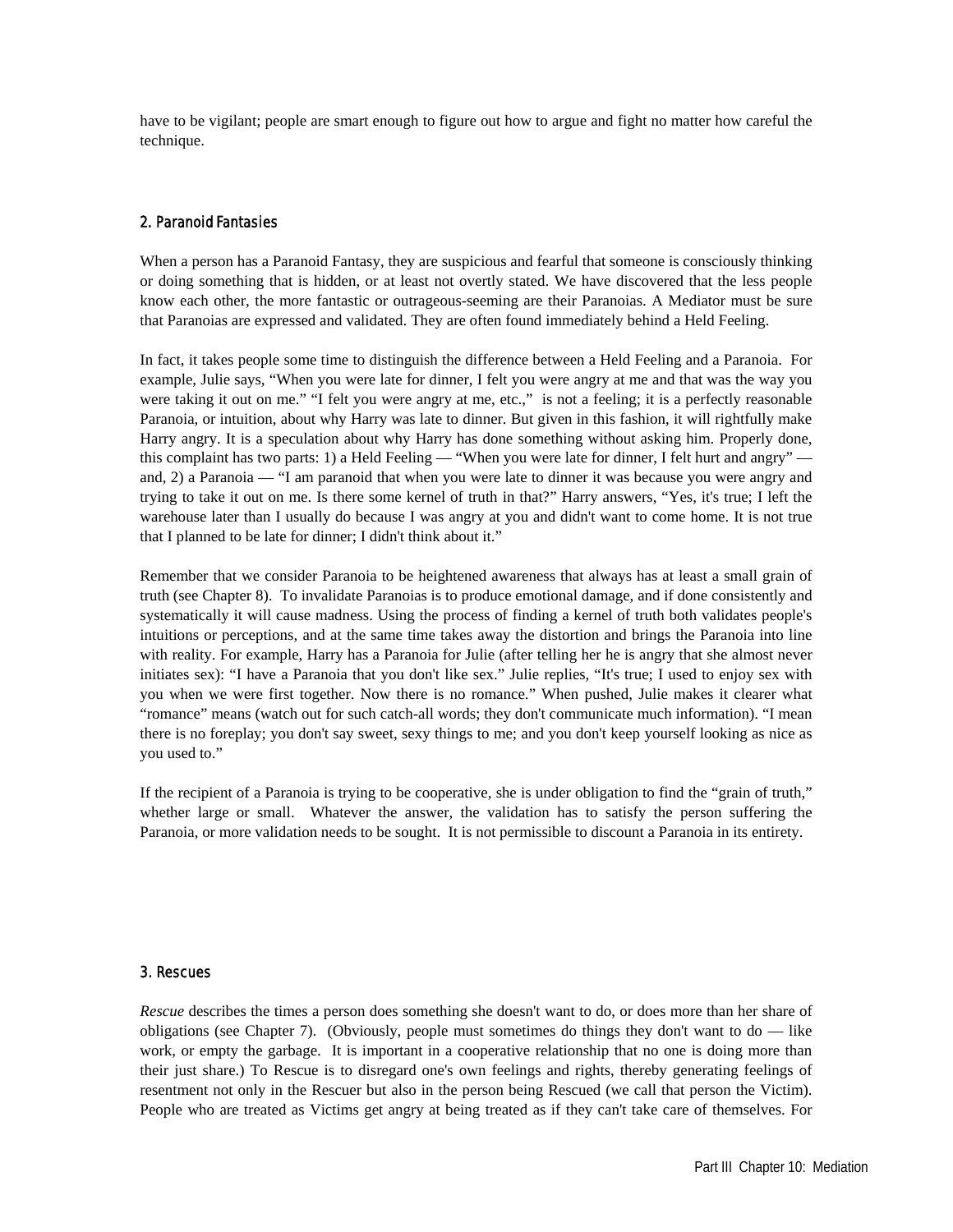have to be vigilant; people are smart enough to figure out how to argue and fight no matter how careful the technique.

### 2. Paranoid Fantasies

When a person has a Paranoid Fantasy, they are suspicious and fearful that someone is consciously thinking or doing something that is hidden, or at least not overtly stated. We have discovered that the less people know each other, the more fantastic or outrageous-seeming are their Paranoias. A Mediator must be sure that Paranoias are expressed and validated. They are often found immediately behind a Held Feeling.

In fact, it takes people some time to distinguish the difference between a Held Feeling and a Paranoia. For example, Julie says, "When you were late for dinner, I felt you were angry at me and that was the way you were taking it out on me." "I felt you were angry at me, etc.," is not a feeling; it is a perfectly reasonable Paranoia, or intuition, about why Harry was late to dinner. But given in this fashion, it will rightfully make Harry angry. It is a speculation about why Harry has done something without asking him. Properly done, this complaint has two parts: 1) a Held Feeling — "When you were late for dinner, I felt hurt and angry" — and, 2) a Paranoia — "I am paranoid that when you were late to dinner it was because you were angry and trying to take it out on me. Is there some kernel of truth in that?" Harry answers, "Yes, it's true; I left the warehouse later than I usually do because I was angry at you and didn't want to come home. It is not true that I planned to be late for dinner; I didn't think about it."

Remember that we consider Paranoia to be heightened awareness that always has at least a small grain of truth (see Chapter 8). To invalidate Paranoias is to produce emotional damage, and if done consistently and systematically it will cause madness. Using the process of finding a kernel of truth both validates people's intuitions or perceptions, and at the same time takes away the distortion and brings the Paranoia into line with reality. For example, Harry has a Paranoia for Julie (after telling her he is angry that she almost never initiates sex): "I have a Paranoia that you don't like sex." Julie replies, "It's true; I used to enjoy sex with you when we were first together. Now there is no romance." When pushed, Julie makes it clearer what "romance" means (watch out for such catch-all words; they don't communicate much information). "I mean there is no foreplay; you don't say sweet, sexy things to me; and you don't keep yourself looking as nice as you used to."

If the recipient of a Paranoia is trying to be cooperative, she is under obligation to find the "grain of truth," whether large or small. Whatever the answer, the validation has to satisfy the person suffering the Paranoia, or more validation needs to be sought. It is not permissible to discount a Paranoia in its entirety.

### 3. Rescues

*Rescue* describes the times a person does something she doesn't want to do, or does more than her share of obligations (see Chapter 7). (Obviously, people must sometimes do things they don't want to do — like work, or empty the garbage. It is important in a cooperative relationship that no one is doing more than their just share.) To Rescue is to disregard one's own feelings and rights, thereby generating feelings of resentment not only in the Rescuer but also in the person being Rescued (we call that person the Victim). People who are treated as Victims get angry at being treated as if they can't take care of themselves. For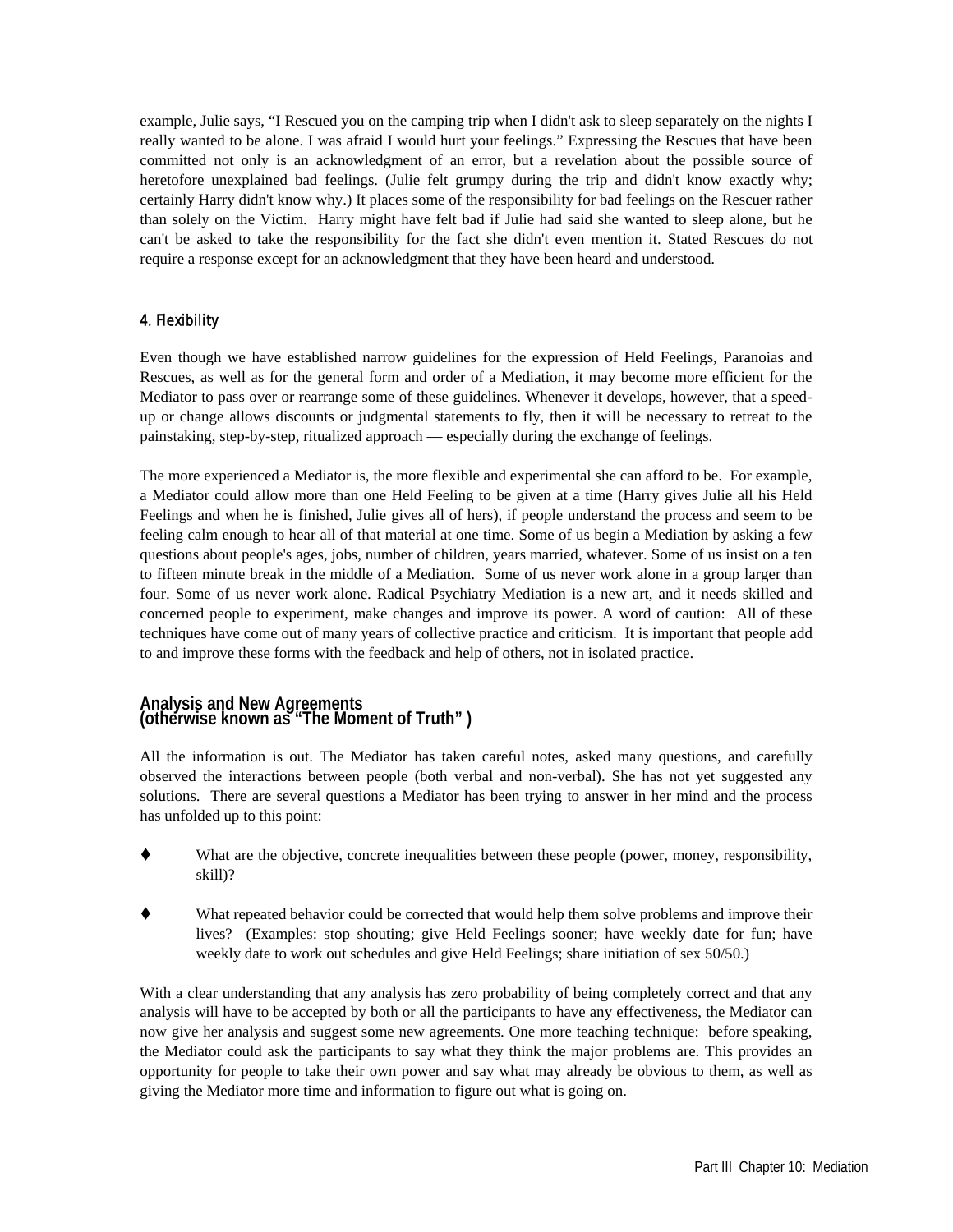example, Julie says, "I Rescued you on the camping trip when I didn't ask to sleep separately on the nights I really wanted to be alone. I was afraid I would hurt your feelings." Expressing the Rescues that have been committed not only is an acknowledgment of an error, but a revelation about the possible source of heretofore unexplained bad feelings. (Julie felt grumpy during the trip and didn't know exactly why; certainly Harry didn't know why.) It places some of the responsibility for bad feelings on the Rescuer rather than solely on the Victim. Harry might have felt bad if Julie had said she wanted to sleep alone, but he can't be asked to take the responsibility for the fact she didn't even mention it. Stated Rescues do not require a response except for an acknowledgment that they have been heard and understood.

### 4. Flexibility

Even though we have established narrow guidelines for the expression of Held Feelings, Paranoias and Rescues, as well as for the general form and order of a Mediation, it may become more efficient for the Mediator to pass over or rearrange some of these guidelines. Whenever it develops, however, that a speed-up or change allows discounts or judgmental statements to fly, then it will be necessary to retreat to the painstaking, step-by-step, ritualized approach — especially during the exchange of feelings.

The more experienced a Mediator is, the more flexible and experimental she can afford to be. For example, a Mediator could allow more than one Held Feeling to be given at a time (Harry gives Julie all his Held Feelings and when he is finished, Julie gives all of hers), if people understand the process and seem to be feeling calm enough to hear all of that material at one time. Some of us begin a Mediation by asking a few questions about people's ages, jobs, number of children, years married, whatever. Some of us insist on a ten to fifteen minute break in the middle of a Mediation. Some of us never work alone in a group larger than four. Some of us never work alone. Radical Psychiatry Mediation is a new art, and it needs skilled and concerned people to experiment, make changes and improve its power. A word of caution: All of these techniques have come out of many years of collective practice and criticism. It is important that people add to and improve these forms with the feedback and help of others, not in isolated practice.

## Analysis and New Agreements (otherwise known as "The Moment of Truth" )

All the information is out. The Mediator has taken careful notes, asked many questions, and carefully observed the interactions between people (both verbal and non-verbal). She has not yet suggested any solutions. There are several questions a Mediator has been trying to answer in her mind and the process has unfolded up to this point:

- What are the objective, concrete inequalities between these people (power, money, responsibility, skill)?
- What repeated behavior could be corrected that would help them solve problems and improve their lives? (Examples: stop shouting; give Held Feelings sooner; have weekly date for fun; have weekly date to work out schedules and give Held Feelings; share initiation of sex 50/50.)

With a clear understanding that any analysis has zero probability of being completely correct and that any analysis will have to be accepted by both or all the participants to have any effectiveness, the Mediator can now give her analysis and suggest some new agreements. One more teaching technique: before speaking, the Mediator could ask the participants to say what they think the major problems are. This provides an opportunity for people to take their own power and say what may already be obvious to them, as well as giving the Mediator more time and information to figure out what is going on.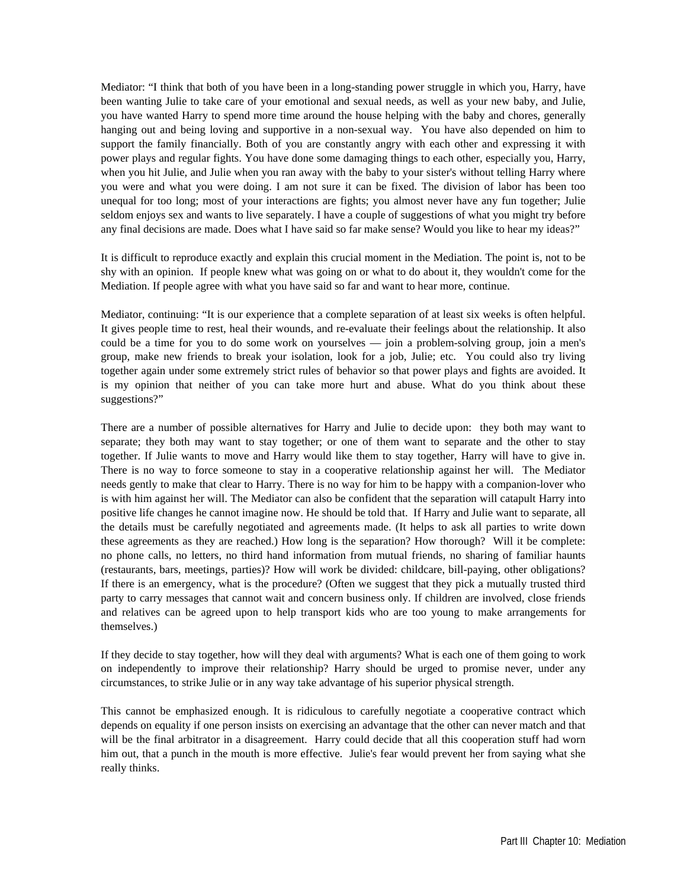Mediator: "I think that both of you have been in a long-standing power struggle in which you, Harry, have been wanting Julie to take care of your emotional and sexual needs, as well as your new baby, and Julie, you have wanted Harry to spend more time around the house helping with the baby and chores, generally hanging out and being loving and supportive in a non-sexual way. You have also depended on him to support the family financially. Both of you are constantly angry with each other and expressing it with power plays and regular fights. You have done some damaging things to each other, especially you, Harry, when you hit Julie, and Julie when you ran away with the baby to your sister's without telling Harry where you were and what you were doing. I am not sure it can be fixed. The division of labor has been too unequal for too long; most of your interactions are fights; you almost never have any fun together; Julie seldom enjoys sex and wants to live separately. I have a couple of suggestions of what you might try before any final decisions are made. Does what I have said so far make sense? Would you like to hear my ideas?"

It is difficult to reproduce exactly and explain this crucial moment in the Mediation. The point is, not to be shy with an opinion. If people knew what was going on or what to do about it, they wouldn't come for the Mediation. If people agree with what you have said so far and want to hear more, continue.

Mediator, continuing: "It is our experience that a complete separation of at least six weeks is often helpful. It gives people time to rest, heal their wounds, and re-evaluate their feelings about the relationship. It also could be a time for you to do some work on yourselves — join a problem-solving group, join a men's group, make new friends to break your isolation, look for a job, Julie; etc. You could also try living together again under some extremely strict rules of behavior so that power plays and fights are avoided. It is my opinion that neither of you can take more hurt and abuse. What do you think about these suggestions?"

There are a number of possible alternatives for Harry and Julie to decide upon: they both may want to separate; they both may want to stay together; or one of them want to separate and the other to stay together. If Julie wants to move and Harry would like them to stay together, Harry will have to give in. There is no way to force someone to stay in a cooperative relationship against her will. The Mediator needs gently to make that clear to Harry. There is no way for him to be happy with a companion-lover who is with him against her will. The Mediator can also be confident that the separation will catapult Harry into positive life changes he cannot imagine now. He should be told that. If Harry and Julie want to separate, all the details must be carefully negotiated and agreements made. (It helps to ask all parties to write down these agreements as they are reached.) How long is the separation? How thorough? Will it be complete: no phone calls, no letters, no third hand information from mutual friends, no sharing of familiar haunts (restaurants, bars, meetings, parties)? How will work be divided: childcare, bill-paying, other obligations? If there is an emergency, what is the procedure? (Often we suggest that they pick a mutually trusted third party to carry messages that cannot wait and concern business only. If children are involved, close friends and relatives can be agreed upon to help transport kids who are too young to make arrangements for themselves.)

If they decide to stay together, how will they deal with arguments? What is each one of them going to work on independently to improve their relationship? Harry should be urged to promise never, under any circumstances, to strike Julie or in any way take advantage of his superior physical strength.

This cannot be emphasized enough. It is ridiculous to carefully negotiate a cooperative contract which depends on equality if one person insists on exercising an advantage that the other can never match and that will be the final arbitrator in a disagreement. Harry could decide that all this cooperation stuff had worn him out, that a punch in the mouth is more effective. Julie's fear would prevent her from saying what she really thinks.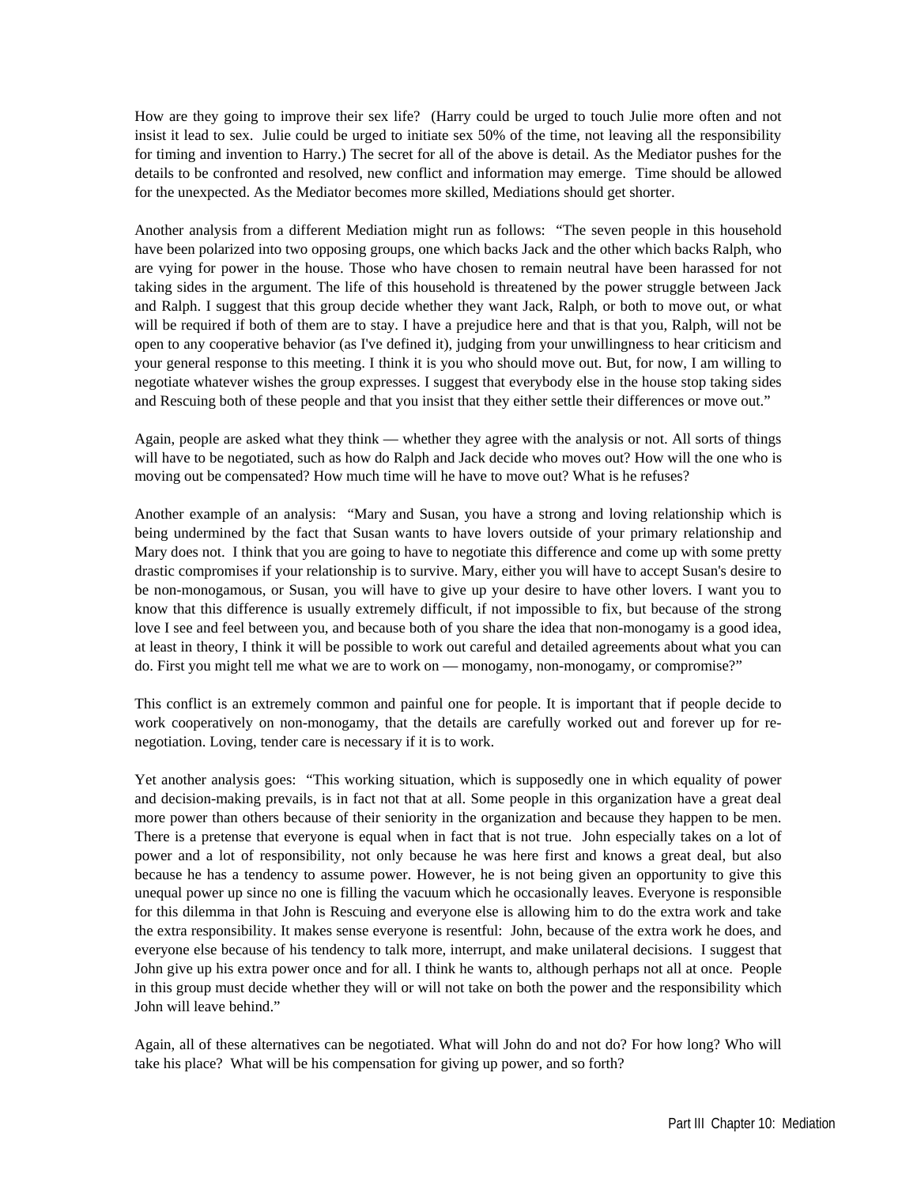How are they going to improve their sex life? (Harry could be urged to touch Julie more often and not insist it lead to sex. Julie could be urged to initiate sex 50% of the time, not leaving all the responsibility for timing and invention to Harry.) The secret for all of the above is detail. As the Mediator pushes for the details to be confronted and resolved, new conflict and information may emerge. Time should be allowed for the unexpected. As the Mediator becomes more skilled, Mediations should get shorter.

Another analysis from a different Mediation might run as follows: "The seven people in this household have been polarized into two opposing groups, one which backs Jack and the other which backs Ralph, who are vying for power in the house. Those who have chosen to remain neutral have been harassed for not taking sides in the argument. The life of this household is threatened by the power struggle between Jack and Ralph. I suggest that this group decide whether they want Jack, Ralph, or both to move out, or what will be required if both of them are to stay. I have a prejudice here and that is that you, Ralph, will not be open to any cooperative behavior (as I've defined it), judging from your unwillingness to hear criticism and your general response to this meeting. I think it is you who should move out. But, for now, I am willing to negotiate whatever wishes the group expresses. I suggest that everybody else in the house stop taking sides and Rescuing both of these people and that you insist that they either settle their differences or move out."

Again, people are asked what they think — whether they agree with the analysis or not. All sorts of things will have to be negotiated, such as how do Ralph and Jack decide who moves out? How will the one who is moving out be compensated? How much time will he have to move out? What is he refuses?

Another example of an analysis: "Mary and Susan, you have a strong and loving relationship which is being undermined by the fact that Susan wants to have lovers outside of your primary relationship and Mary does not. I think that you are going to have to negotiate this difference and come up with some pretty drastic compromises if your relationship is to survive. Mary, either you will have to accept Susan's desire to be non-monogamous, or Susan, you will have to give up your desire to have other lovers. I want you to know that this difference is usually extremely difficult, if not impossible to fix, but because of the strong love I see and feel between you, and because both of you share the idea that non-monogamy is a good idea, at least in theory, I think it will be possible to work out careful and detailed agreements about what you can do. First you might tell me what we are to work on — monogamy, non-monogamy, or compromise?"

This conflict is an extremely common and painful one for people. It is important that if people decide to work cooperatively on non-monogamy, that the details are carefully worked out and forever up for re-negotiation. Loving, tender care is necessary if it is to work.

Yet another analysis goes: "This working situation, which is supposedly one in which equality of power and decision-making prevails, is in fact not that at all. Some people in this organization have a great deal more power than others because of their seniority in the organization and because they happen to be men. There is a pretense that everyone is equal when in fact that is not true. John especially takes on a lot of power and a lot of responsibility, not only because he was here first and knows a great deal, but also because he has a tendency to assume power. However, he is not being given an opportunity to give this unequal power up since no one is filling the vacuum which he occasionally leaves. Everyone is responsible for this dilemma in that John is Rescuing and everyone else is allowing him to do the extra work and take the extra responsibility. It makes sense everyone is resentful: John, because of the extra work he does, and everyone else because of his tendency to talk more, interrupt, and make unilateral decisions. I suggest that John give up his extra power once and for all. I think he wants to, although perhaps not all at once. People in this group must decide whether they will or will not take on both the power and the responsibility which John will leave behind."

Again, all of these alternatives can be negotiated. What will John do and not do? For how long? Who will take his place? What will be his compensation for giving up power, and so forth?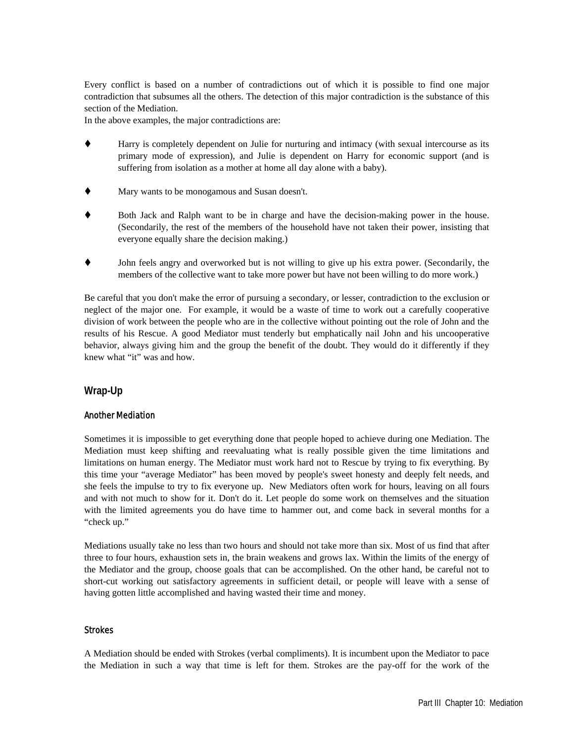Every conflict is based on a number of contradictions out of which it is possible to find one major contradiction that subsumes all the others. The detection of this major contradiction is the substance of this section of the Mediation.

In the above examples, the major contradictions are:

- Harry is completely dependent on Julie for nurturing and intimacy (with sexual intercourse as its primary mode of expression), and Julie is dependent on Harry for economic support (and is suffering from isolation as a mother at home all day alone with a baby).
- Mary wants to be monogamous and Susan doesn't.
- Both Jack and Ralph want to be in charge and have the decision-making power in the house. (Secondarily, the rest of the members of the household have not taken their power, insisting that everyone equally share the decision making.)
- John feels angry and overworked but is not willing to give up his extra power. (Secondarily, the members of the collective want to take more power but have not been willing to do more work.)

Be careful that you don't make the error of pursuing a secondary, or lesser, contradiction to the exclusion or neglect of the major one. For example, it would be a waste of time to work out a carefully cooperative division of work between the people who are in the collective without pointing out the role of John and the results of his Rescue. A good Mediator must tenderly but emphatically nail John and his uncooperative behavior, always giving him and the group the benefit of the doubt. They would do it differently if they knew what "it" was and how.

## Wrap-Up

### Another Mediation

Sometimes it is impossible to get everything done that people hoped to achieve during one Mediation. The Mediation must keep shifting and reevaluating what is really possible given the time limitations and limitations on human energy. The Mediator must work hard not to Rescue by trying to fix everything. By this time your "average Mediator" has been moved by people's sweet honesty and deeply felt needs, and she feels the impulse to try to fix everyone up. New Mediators often work for hours, leaving on all fours and with not much to show for it. Don't do it. Let people do some work on themselves and the situation with the limited agreements you do have time to hammer out, and come back in several months for a "check up."

Mediations usually take no less than two hours and should not take more than six. Most of us find that after three to four hours, exhaustion sets in, the brain weakens and grows lax. Within the limits of the energy of the Mediator and the group, choose goals that can be accomplished. On the other hand, be careful not to short-cut working out satisfactory agreements in sufficient detail, or people will leave with a sense of having gotten little accomplished and having wasted their time and money.

### Strokes

A Mediation should be ended with Strokes (verbal compliments). It is incumbent upon the Mediator to pace the Mediation in such a way that time is left for them. Strokes are the pay-off for the work of the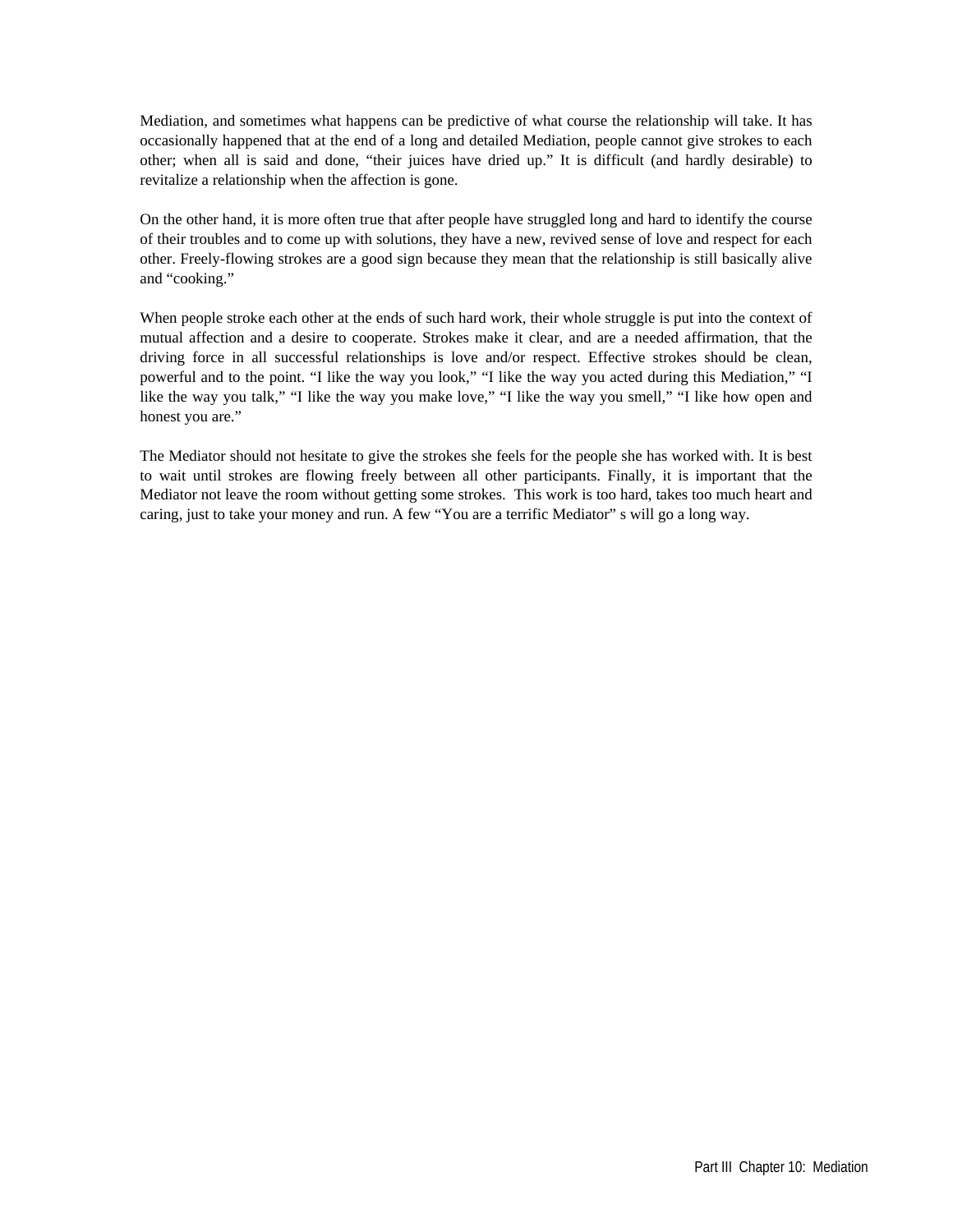Mediation, and sometimes what happens can be predictive of what course the relationship will take. It has occasionally happened that at the end of a long and detailed Mediation, people cannot give strokes to each other; when all is said and done, "their juices have dried up." It is difficult (and hardly desirable) to revitalize a relationship when the affection is gone.

On the other hand, it is more often true that after people have struggled long and hard to identify the course of their troubles and to come up with solutions, they have a new, revived sense of love and respect for each other. Freely-flowing strokes are a good sign because they mean that the relationship is still basically alive and "cooking."

When people stroke each other at the ends of such hard work, their whole struggle is put into the context of mutual affection and a desire to cooperate. Strokes make it clear, and are a needed affirmation, that the driving force in all successful relationships is love and/or respect. Effective strokes should be clean, powerful and to the point. "I like the way you look," "I like the way you acted during this Mediation," "I like the way you talk," "I like the way you make love," "I like the way you smell," "I like how open and honest you are."

The Mediator should not hesitate to give the strokes she feels for the people she has worked with. It is best to wait until strokes are flowing freely between all other participants. Finally, it is important that the Mediator not leave the room without getting some strokes. This work is too hard, takes too much heart and caring, just to take your money and run. A few "You are a terrific Mediator" s will go a long way.